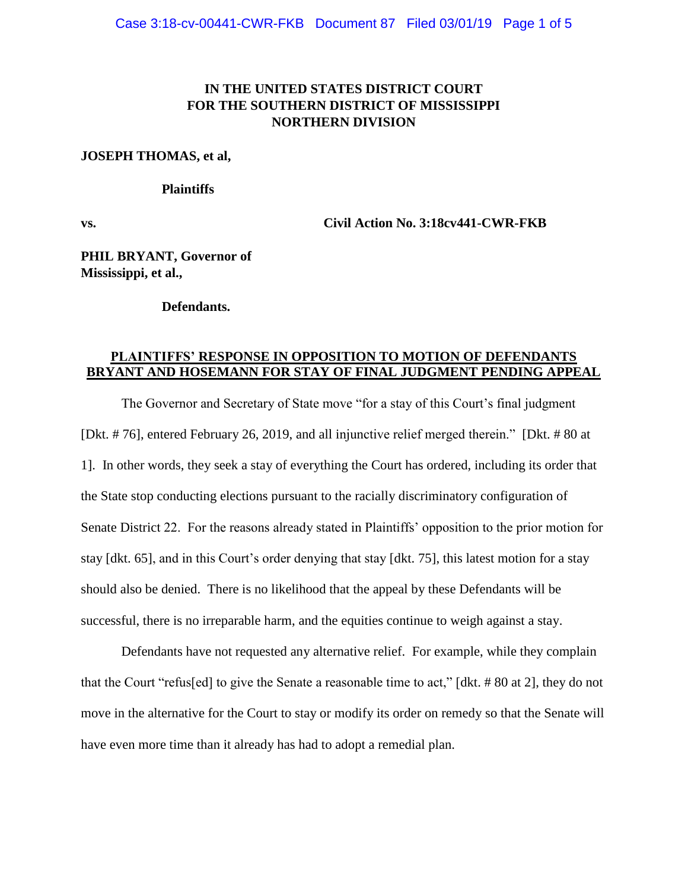**IN THE UNITED STATES DISTRICT COURT**
**FOR THE SOUTHERN DISTRICT OF MISSISSIPPI**
**NORTHERN DIVISION**

**JOSEPH THOMAS, et al,**

**Plaintiffs**

**vs.** **Civil Action No. 3:18cv441-CWR-FKB**

**PHIL BRYANT, Governor of Mississippi, et al.,**

**Defendants.**

**PLAINTIFFS' RESPONSE IN OPPOSITION TO MOTION OF DEFENDANTS BRYANT AND HOSEMANN FOR STAY OF FINAL JUDGMENT PENDING APPEAL**

The Governor and Secretary of State move "for a stay of this Court's final judgment [Dkt. # 76], entered February 26, 2019, and all injunctive relief merged therein." [Dkt. # 80 at 1]. In other words, they seek a stay of everything the Court has ordered, including its order that the State stop conducting elections pursuant to the racially discriminatory configuration of Senate District 22. For the reasons already stated in Plaintiffs' opposition to the prior motion for stay [dkt. 65], and in this Court's order denying that stay [dkt. 75], this latest motion for a stay should also be denied. There is no likelihood that the appeal by these Defendants will be successful, there is no irreparable harm, and the equities continue to weigh against a stay.

Defendants have not requested any alternative relief. For example, while they complain that the Court "refus[ed] to give the Senate a reasonable time to act," [dkt. # 80 at 2], they do not move in the alternative for the Court to stay or modify its order on remedy so that the Senate will have even more time than it already has had to adopt a remedial plan.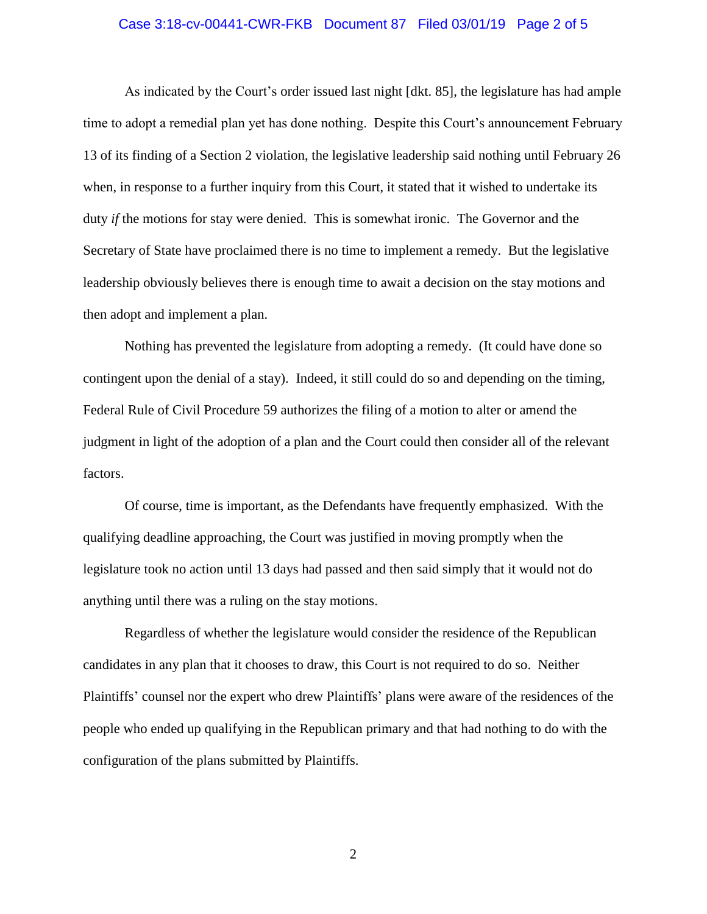As indicated by the Court's order issued last night [dkt. 85], the legislature has had ample time to adopt a remedial plan yet has done nothing. Despite this Court's announcement February 13 of its finding of a Section 2 violation, the legislative leadership said nothing until February 26 when, in response to a further inquiry from this Court, it stated that it wished to undertake its duty *if* the motions for stay were denied. This is somewhat ironic. The Governor and the Secretary of State have proclaimed there is no time to implement a remedy. But the legislative leadership obviously believes there is enough time to await a decision on the stay motions and then adopt and implement a plan.

Nothing has prevented the legislature from adopting a remedy. (It could have done so contingent upon the denial of a stay). Indeed, it still could do so and depending on the timing, Federal Rule of Civil Procedure 59 authorizes the filing of a motion to alter or amend the judgment in light of the adoption of a plan and the Court could then consider all of the relevant factors.

Of course, time is important, as the Defendants have frequently emphasized. With the qualifying deadline approaching, the Court was justified in moving promptly when the legislature took no action until 13 days had passed and then said simply that it would not do anything until there was a ruling on the stay motions.

Regardless of whether the legislature would consider the residence of the Republican candidates in any plan that it chooses to draw, this Court is not required to do so. Neither Plaintiffs' counsel nor the expert who drew Plaintiffs' plans were aware of the residences of the people who ended up qualifying in the Republican primary and that had nothing to do with the configuration of the plans submitted by Plaintiffs.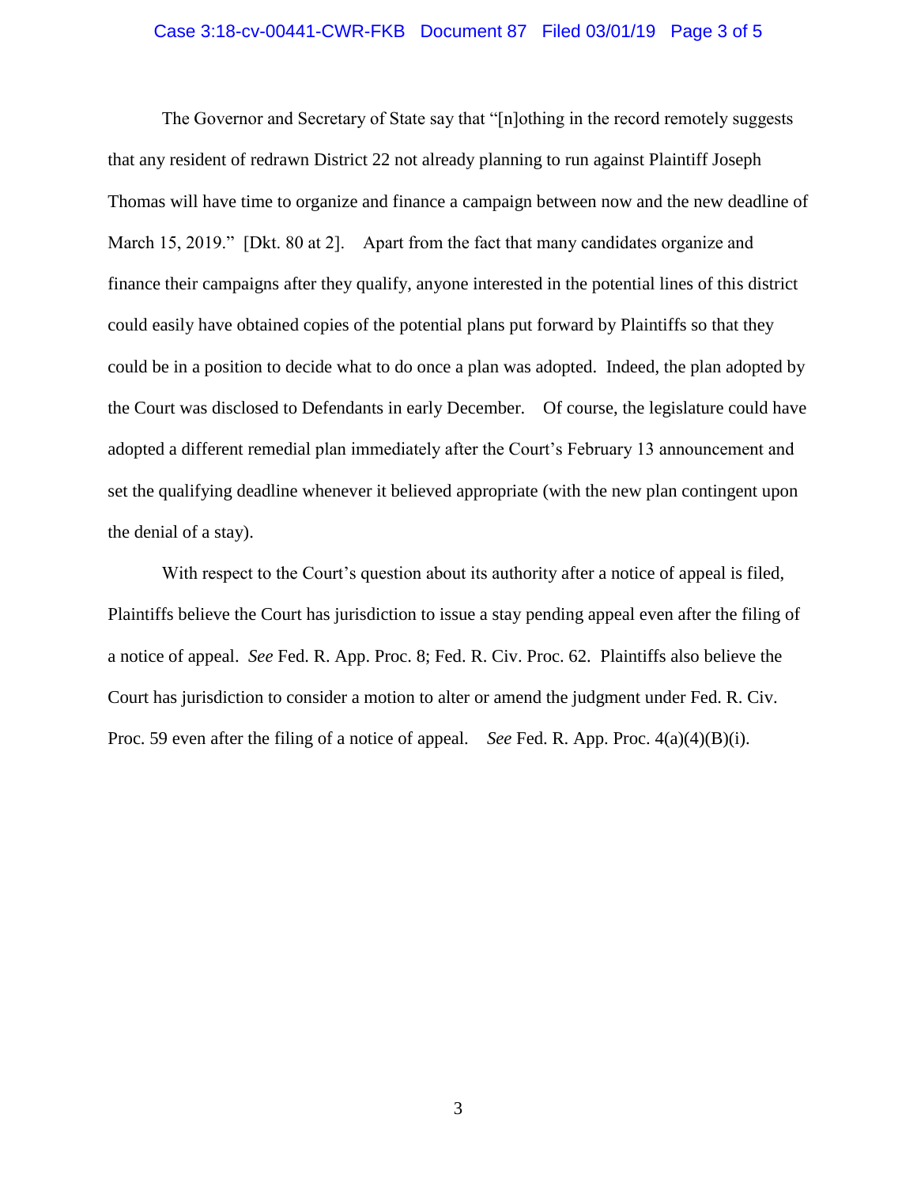The Governor and Secretary of State say that "[n]othing in the record remotely suggests that any resident of redrawn District 22 not already planning to run against Plaintiff Joseph Thomas will have time to organize and finance a campaign between now and the new deadline of March 15, 2019." [Dkt. 80 at 2]. Apart from the fact that many candidates organize and finance their campaigns after they qualify, anyone interested in the potential lines of this district could easily have obtained copies of the potential plans put forward by Plaintiffs so that they could be in a position to decide what to do once a plan was adopted. Indeed, the plan adopted by the Court was disclosed to Defendants in early December. Of course, the legislature could have adopted a different remedial plan immediately after the Court's February 13 announcement and set the qualifying deadline whenever it believed appropriate (with the new plan contingent upon the denial of a stay).

With respect to the Court's question about its authority after a notice of appeal is filed, Plaintiffs believe the Court has jurisdiction to issue a stay pending appeal even after the filing of a notice of appeal. *See* Fed. R. App. Proc. 8; Fed. R. Civ. Proc. 62. Plaintiffs also believe the Court has jurisdiction to consider a motion to alter or amend the judgment under Fed. R. Civ. Proc. 59 even after the filing of a notice of appeal. *See* Fed. R. App. Proc. 4(a)(4)(B)(i).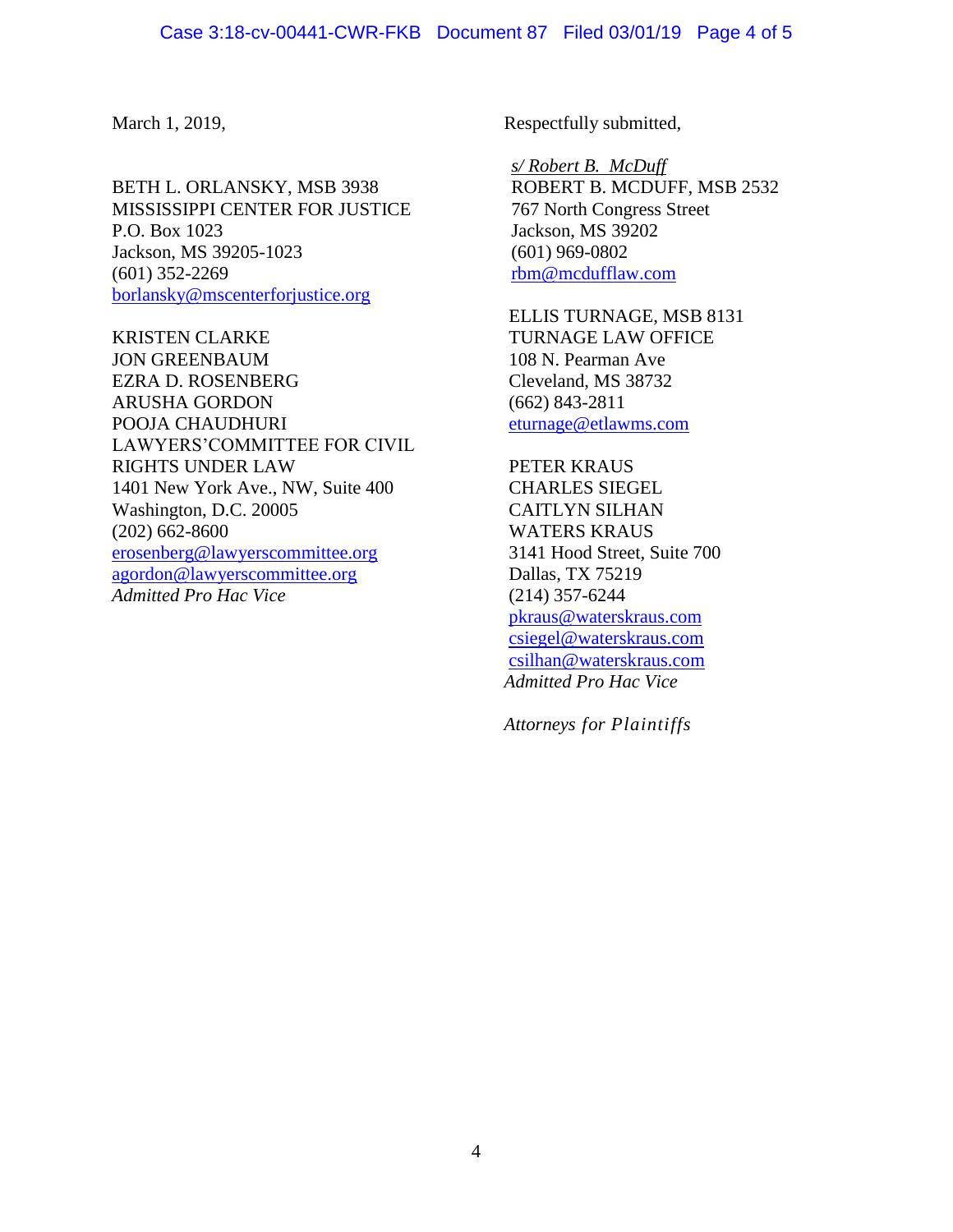March 1, 2019,

Respectfully submitted,

*s/ Robert B. McDuff*
ROBERT B. MCDUFF, MSB 2532
767 North Congress Street
Jackson, MS 39202
(601) 969-0802
rbm@mcdufflaw.com

BETH L. ORLANSKY, MSB 3938
MISSISSIPPI CENTER FOR JUSTICE
P.O. Box 1023
Jackson, MS 39205-1023
(601) 352-2269
borlansky@mscenterforjustice.org

KRISTEN CLARKE
JON GREENBAUM
EZRA D. ROSENBERG
ARUSHA GORDON
POOJA CHAUDHURI
LAWYERS'COMMITTEE FOR CIVIL RIGHTS UNDER LAW
1401 New York Ave., NW, Suite 400
Washington, D.C. 20005
(202) 662-8600
erosenberg@lawyerscommittee.org
agordon@lawyerscommittee.org
*Admitted Pro Hac Vice*

ELLIS TURNAGE, MSB 8131
TURNAGE LAW OFFICE
108 N. Pearman Ave
Cleveland, MS 38732
(662) 843-2811
eturnage@etlawms.com

PETER KRAUS
CHARLES SIEGEL
CAITLYN SILHAN
WATERS KRAUS
3141 Hood Street, Suite 700
Dallas, TX 75219
(214) 357-6244
pkraus@waterskraus.com
csiegel@waterskraus.com
csilhan@waterskraus.com
*Admitted Pro Hac Vice*

*Attorneys for Plaintiffs*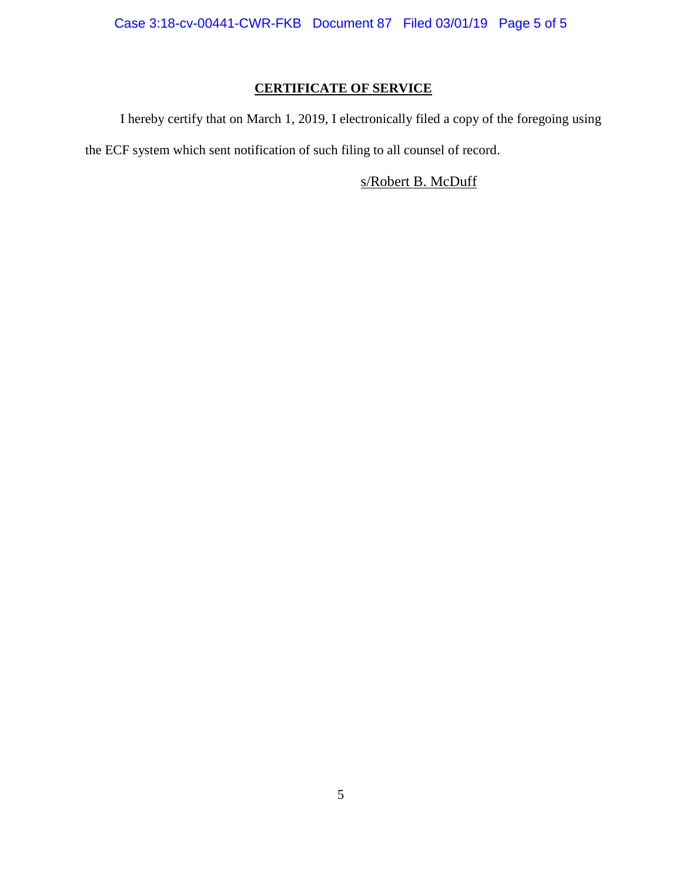## CERTIFICATE OF SERVICE

I hereby certify that on March 1, 2019, I electronically filed a copy of the foregoing using the ECF system which sent notification of such filing to all counsel of record.

s/Robert B. McDuff